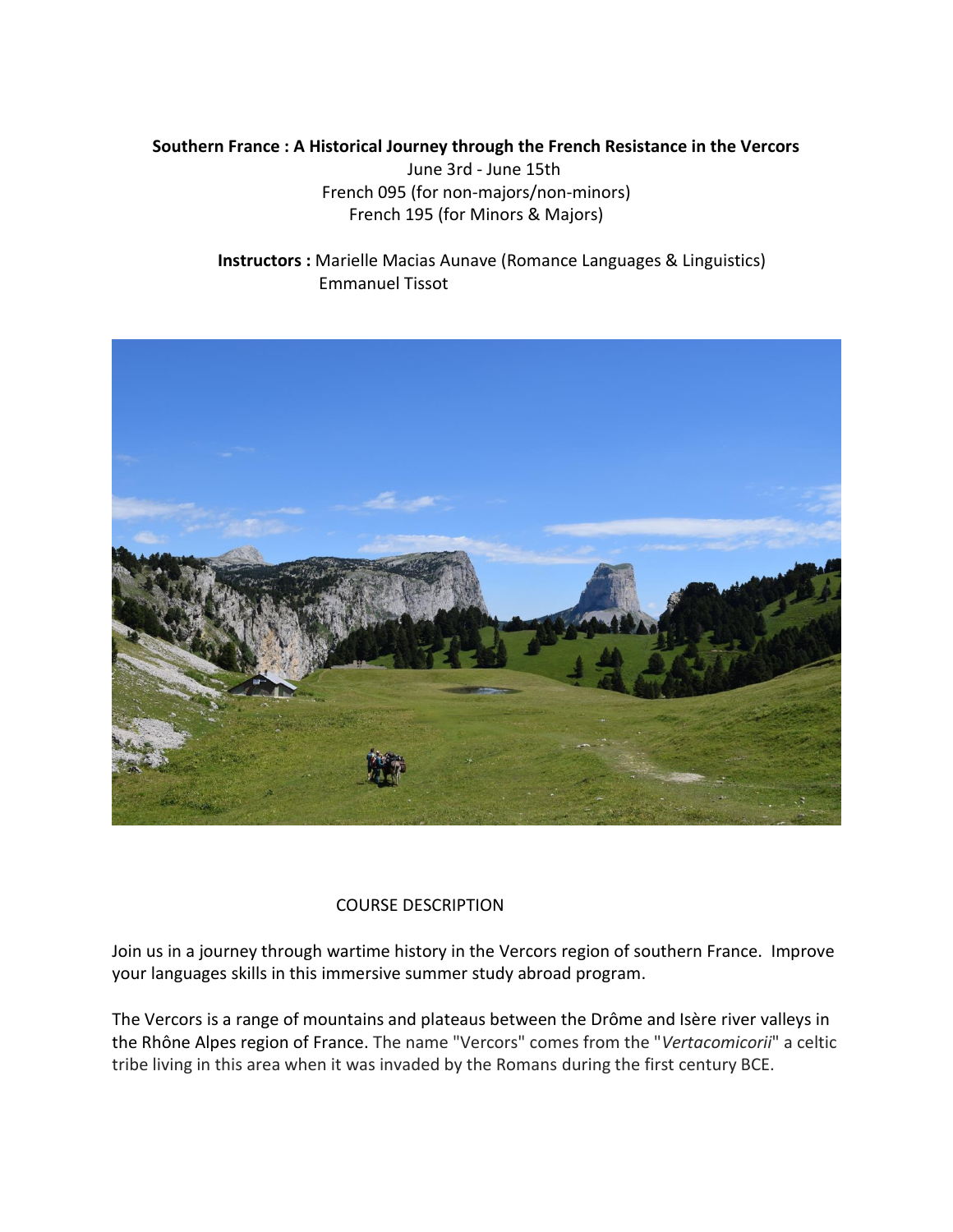**Southern France : A Historical Journey through the French Resistance in the Vercors**

June 3rd - June 15th

French 095 (for non-majors/non-minors)

French 195 (for Minors & Majors)

**Instructors :** Marielle Macias Aunave (Romance Languages & Linguistics)
Emmanuel Tissot

## COURSE DESCRIPTION

Join us in a journey through wartime history in the Vercors region of southern France. Improve your languages skills in this immersive summer study abroad program.

The Vercors is a range of mountains and plateaus between the Drôme and Isère river valleys in the Rhône Alpes region of France. The name "Vercors" comes from the "*Vertacomicorii*" a celtic tribe living in this area when it was invaded by the Romans during the first century BCE.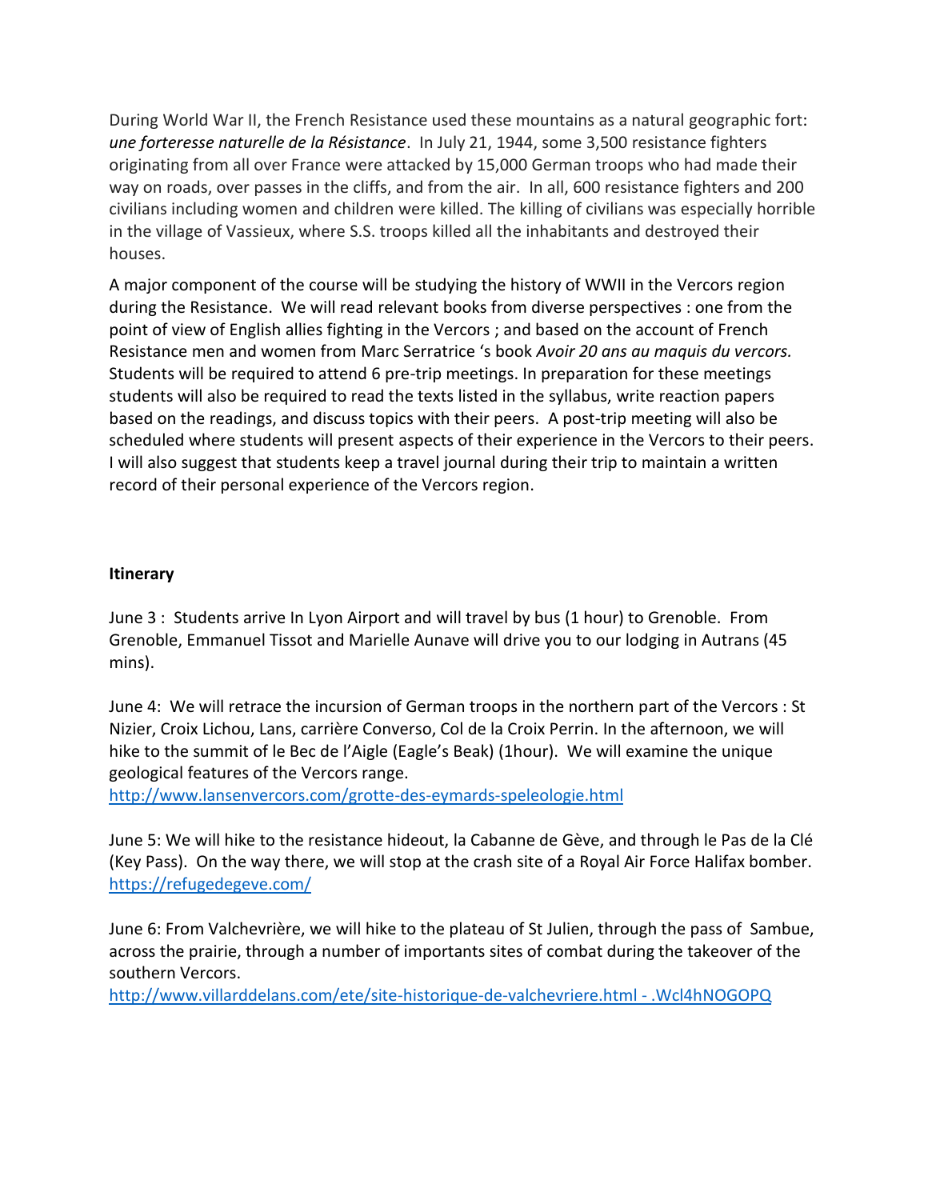During World War II, the French Resistance used these mountains as a natural geographic fort: ***une forteresse naturelle de la Résistance***. In July 21, 1944, some 3,500 resistance fighters originating from all over France were attacked by 15,000 German troops who had made their way on roads, over passes in the cliffs, and from the air. In all, 600 resistance fighters and 200 civilians including women and children were killed. The killing of civilians was especially horrible in the village of Vassieux, where S.S. troops killed all the inhabitants and destroyed their houses.

A major component of the course will be studying the history of WWII in the Vercors region during the Resistance. We will read relevant books from diverse perspectives : one from the point of view of English allies fighting in the Vercors ; and based on the account of French Resistance men and women from Marc Serratrice 's book *Avoir 20 ans au maquis du vercors.* Students will be required to attend 6 pre-trip meetings. In preparation for these meetings students will also be required to read the texts listed in the syllabus, write reaction papers based on the readings, and discuss topics with their peers. A post-trip meeting will also be scheduled where students will present aspects of their experience in the Vercors to their peers. I will also suggest that students keep a travel journal during their trip to maintain a written record of their personal experience of the Vercors region.

**Itinerary**

June 3 : Students arrive In Lyon Airport and will travel by bus (1 hour) to Grenoble. From Grenoble, Emmanuel Tissot and Marielle Aunave will drive you to our lodging in Autrans (45 mins).

June 4: We will retrace the incursion of German troops in the northern part of the Vercors : St Nizier, Croix Lichou, Lans, carrière Converso, Col de la Croix Perrin. In the afternoon, we will hike to the summit of le Bec de l'Aigle (Eagle's Beak) (1hour). We will examine the unique geological features of the Vercors range.
http://www.lansenvercors.com/grotte-des-eymards-speleologie.html

June 5: We will hike to the resistance hideout, la Cabanne de Gève, and through le Pas de la Clé (Key Pass). On the way there, we will stop at the crash site of a Royal Air Force Halifax bomber.
https://refugedegeve.com/

June 6: From Valchevrière, we will hike to the plateau of St Julien, through the pass of Sambue, across the prairie, through a number of importants sites of combat during the takeover of the southern Vercors.
http://www.villarddelans.com/ete/site-historique-de-valchevriere.html - .Wcl4hNOGOPQ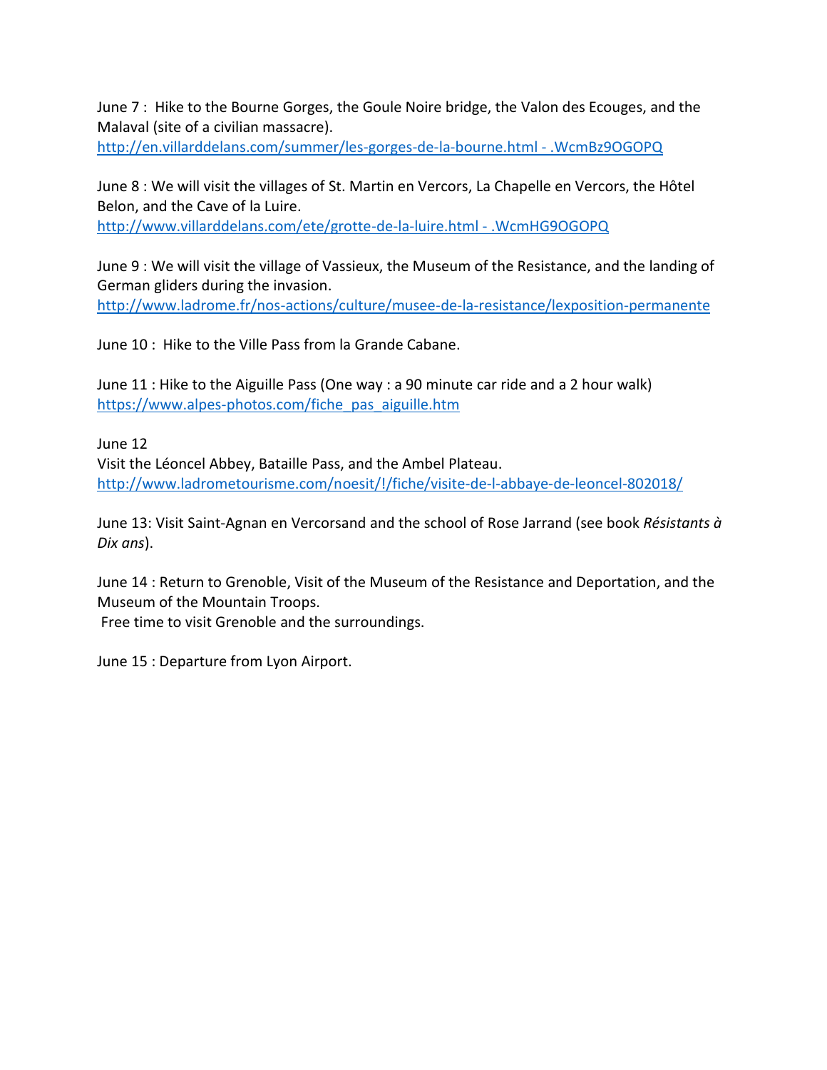June 7 : Hike to the Bourne Gorges, the Goule Noire bridge, the Valon des Ecouges, and the Malaval (site of a civilian massacre).
http://en.villarddelans.com/summer/les-gorges-de-la-bourne.html - .WcmBz9OGOPQ

June 8 : We will visit the villages of St. Martin en Vercors, La Chapelle en Vercors, the Hôtel Belon, and the Cave of la Luire.
http://www.villarddelans.com/ete/grotte-de-la-luire.html - .WcmHG9OGOPQ

June 9 : We will visit the village of Vassieux, the Museum of the Resistance, and the landing of German gliders during the invasion.
http://www.ladrome.fr/nos-actions/culture/musee-de-la-resistance/lexposition-permanente

June 10 : Hike to the Ville Pass from la Grande Cabane.

June 11 : Hike to the Aiguille Pass (One way : a 90 minute car ride and a 2 hour walk)
https://www.alpes-photos.com/fiche_pas_aiguille.htm

June 12
Visit the Léoncel Abbey, Bataille Pass, and the Ambel Plateau.
http://www.ladrometourisme.com/noesit/!/fiche/visite-de-l-abbaye-de-leoncel-802018/

June 13: Visit Saint-Agnan en Vercorsand and the school of Rose Jarrand (see book *Résistants à Dix ans*).

June 14 : Return to Grenoble, Visit of the Museum of the Resistance and Deportation, and the Museum of the Mountain Troops.
Free time to visit Grenoble and the surroundings.

June 15 : Departure from Lyon Airport.